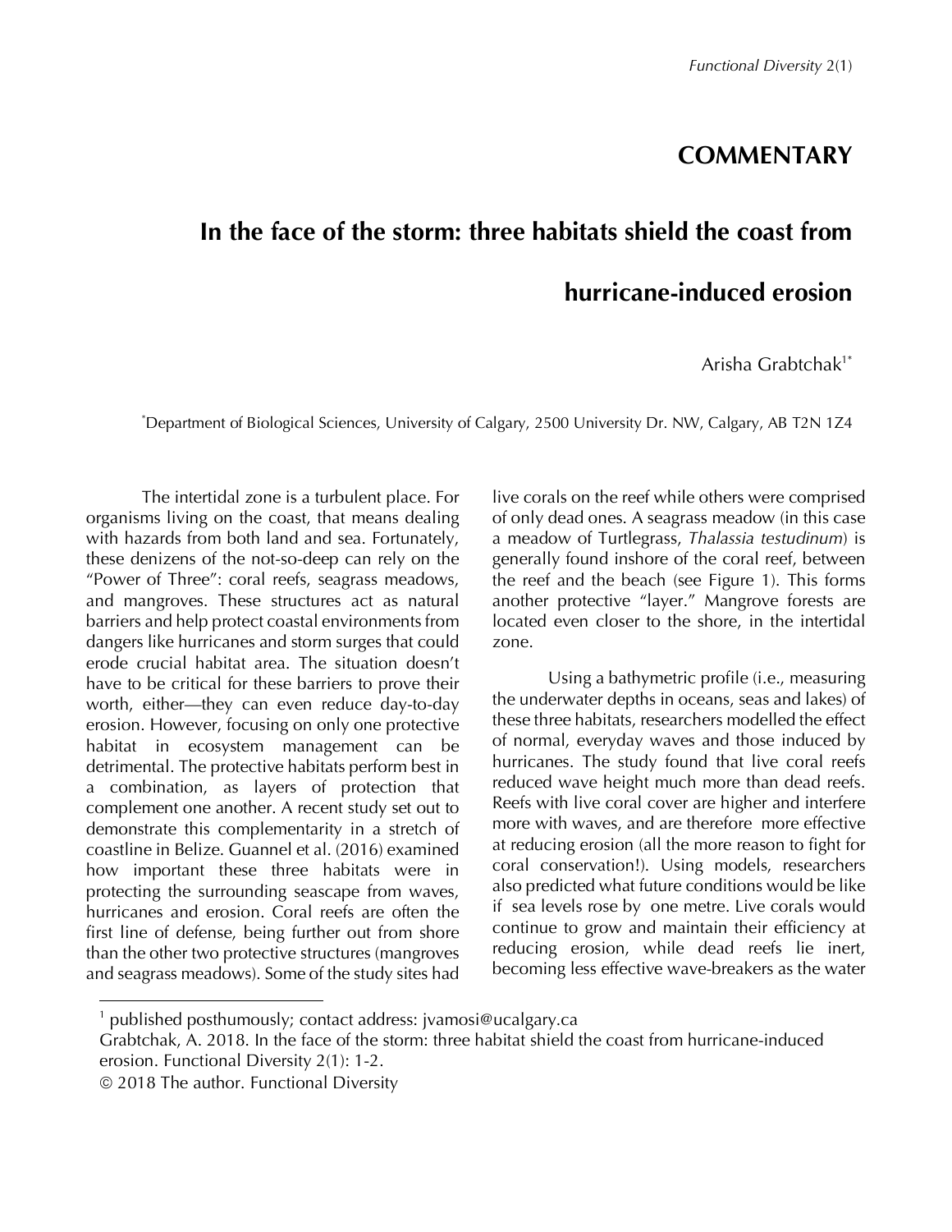## COMMENTARY

# In the face of the storm: three habitats shield the coast from hurricane-induced erosion

Arisha Grabtchak[1*]

[*]Department of Biological Sciences, University of Calgary, 2500 University Dr. NW, Calgary, AB T2N 1Z4

The intertidal zone is a turbulent place. For organisms living on the coast, that means dealing with hazards from both land and sea. Fortunately, these denizens of the not-so-deep can rely on the "Power of Three": coral reefs, seagrass meadows, and mangroves. These structures act as natural barriers and help protect coastal environments from dangers like hurricanes and storm surges that could erode crucial habitat area. The situation doesn't have to be critical for these barriers to prove their worth, either—they can even reduce day-to-day erosion. However, focusing on only one protective habitat in ecosystem management can be detrimental. The protective habitats perform best in a combination, as layers of protection that complement one another. A recent study set out to demonstrate this complementarity in a stretch of coastline in Belize. Guannel et al. (2016) examined how important these three habitats were in protecting the surrounding seascape from waves, hurricanes and erosion. Coral reefs are often the first line of defense, being further out from shore than the other two protective structures (mangroves and seagrass meadows). Some of the study sites had live corals on the reef while others were comprised of only dead ones. A seagrass meadow (in this case a meadow of Turtlegrass, *Thalassia testudinum*) is generally found inshore of the coral reef, between the reef and the beach (see Figure 1). This forms another protective "layer." Mangrove forests are located even closer to the shore, in the intertidal zone.

Using a bathymetric profile (i.e., measuring the underwater depths in oceans, seas and lakes) of these three habitats, researchers modelled the effect of normal, everyday waves and those induced by hurricanes. The study found that live coral reefs reduced wave height much more than dead reefs. Reefs with live coral cover are higher and interfere more with waves, and are therefore more effective at reducing erosion (all the more reason to fight for coral conservation!). Using models, researchers also predicted what future conditions would be like if sea levels rose by one metre. Live corals would continue to grow and maintain their efficiency at reducing erosion, while dead reefs lie inert, becoming less effective wave-breakers as the water

---

[1] published posthumously; contact address: jvamosi@ucalgary.ca

Grabtchak, A. 2018. In the face of the storm: three habitat shield the coast from hurricane-induced erosion. Functional Diversity 2(1): 1-2.

© 2018 The author. Functional Diversity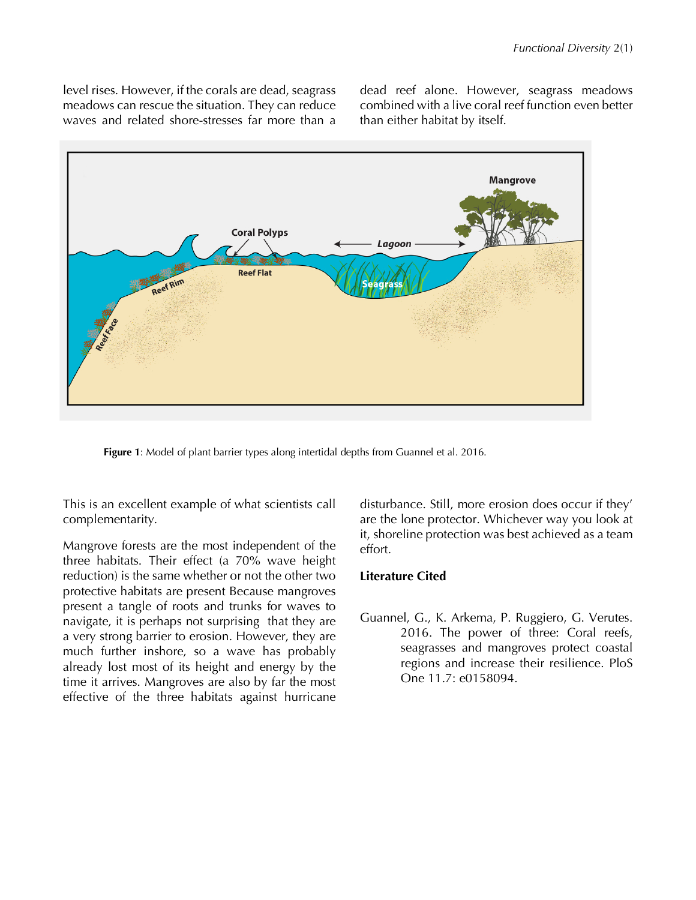level rises. However, if the corals are dead, seagrass meadows can rescue the situation. They can reduce waves and related shore-stresses far more than a dead reef alone. However, seagrass meadows combined with a live coral reef function even better than either habitat by itself.

Mangrove

Coral Polyps

Lagoon

Reef Flat

Reef Rim

Seagrass

Reef Face

**Figure 1**: Model of plant barrier types along intertidal depths from Guannel et al. 2016.

This is an excellent example of what scientists call complementarity.

Mangrove forests are the most independent of the three habitats. Their effect (a 70% wave height reduction) is the same whether or not the other two protective habitats are present Because mangroves present a tangle of roots and trunks for waves to navigate, it is perhaps not surprising that they are a very strong barrier to erosion. However, they are much further inshore, so a wave has probably already lost most of its height and energy by the time it arrives. Mangroves are also by far the most effective of the three habitats against hurricane disturbance. Still, more erosion does occur if they' are the lone protector. Whichever way you look at it, shoreline protection was best achieved as a team effort.

### Literature Cited

Guannel, G., K. Arkema, P. Ruggiero, G. Verutes. 2016. The power of three: Coral reefs, seagrasses and mangroves protect coastal regions and increase their resilience. PloS One 11.7: e0158094.